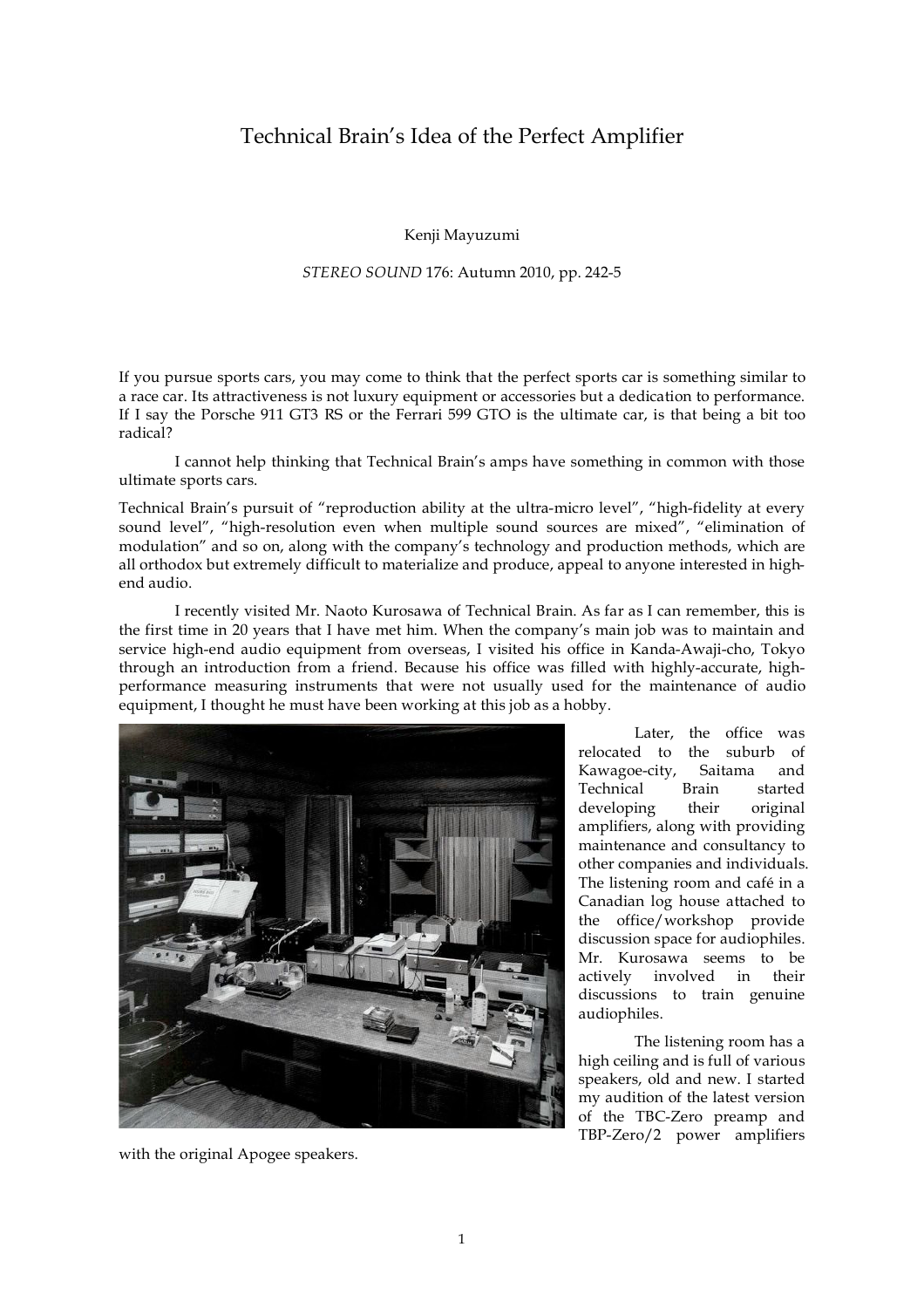# Technical Brain's Idea of the Perfect Amplifier

Kenji Mayuzumi

*STEREO SOUND* 176: Autumn 2010, pp. 242-5

If you pursue sports cars, you may come to think that the perfect sports car is something similar to a race car. Its attractiveness is not luxury equipment or accessories but a dedication to performance. If I say the Porsche 911 GT3 RS or the Ferrari 599 GTO is the ultimate car, is that being a bit too radical?

I cannot help thinking that Technical Brain's amps have something in common with those ultimate sports cars.

Technical Brain's pursuit of "reproduction ability at the ultra-micro level", "high-fidelity at every sound level", "high-resolution even when multiple sound sources are mixed", "elimination of modulation" and so on, along with the company's technology and production methods, which are all orthodox but extremely difficult to materialize and produce, appeal to anyone interested in high-end audio.

I recently visited Mr. Naoto Kurosawa of Technical Brain. As far as I can remember, this is the first time in 20 years that I have met him. When the company's main job was to maintain and service high-end audio equipment from overseas, I visited his office in Kanda-Awaji-cho, Tokyo through an introduction from a friend. Because his office was filled with highly-accurate, high-performance measuring instruments that were not usually used for the maintenance of audio equipment, I thought he must have been working at this job as a hobby.

Later, the office was relocated to the suburb of Kawagoe-city, Saitama and Technical Brain started developing their original amplifiers, along with providing maintenance and consultancy to other companies and individuals. The listening room and café in a Canadian log house attached to the office/workshop provide discussion space for audiophiles. Mr. Kurosawa seems to be actively involved in their discussions to train genuine audiophiles.

The listening room has a high ceiling and is full of various speakers, old and new. I started my audition of the latest version of the TBC-Zero preamp and TBP-Zero/2 power amplifiers with the original Apogee speakers.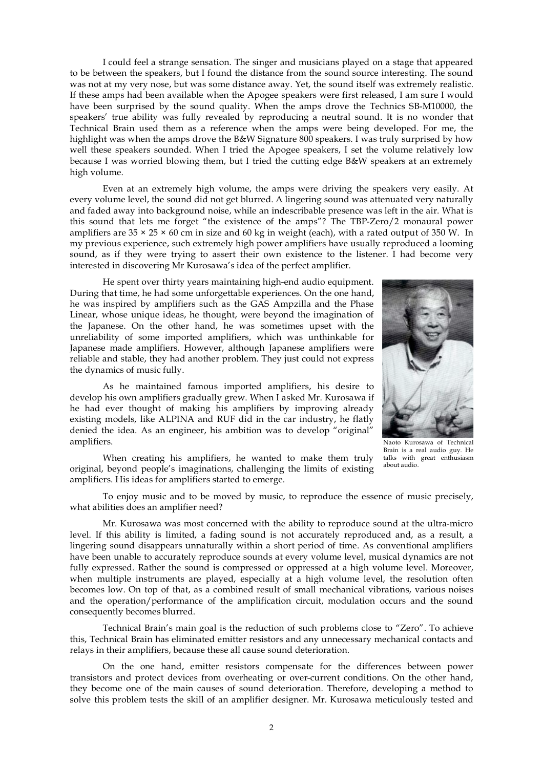I could feel a strange sensation. The singer and musicians played on a stage that appeared to be between the speakers, but I found the distance from the sound source interesting. The sound was not at my very nose, but was some distance away. Yet, the sound itself was extremely realistic. If these amps had been available when the Apogee speakers were first released, I am sure I would have been surprised by the sound quality. When the amps drove the Technics SB-M10000, the speakers' true ability was fully revealed by reproducing a neutral sound. It is no wonder that Technical Brain used them as a reference when the amps were being developed. For me, the highlight was when the amps drove the B&W Signature 800 speakers. I was truly surprised by how well these speakers sounded. When I tried the Apogee speakers, I set the volume relatively low because I was worried blowing them, but I tried the cutting edge B&W speakers at an extremely high volume.

Even at an extremely high volume, the amps were driving the speakers very easily. At every volume level, the sound did not get blurred. A lingering sound was attenuated very naturally and faded away into background noise, while an indescribable presence was left in the air. What is this sound that lets me forget "the existence of the amps"? The TBP-Zero/2 monaural power amplifiers are 35 × 25 × 60 cm in size and 60 kg in weight (each), with a rated output of 350 W. In my previous experience, such extremely high power amplifiers have usually reproduced a looming sound, as if they were trying to assert their own existence to the listener. I had become very interested in discovering Mr Kurosawa's idea of the perfect amplifier.

He spent over thirty years maintaining high-end audio equipment. During that time, he had some unforgettable experiences. On the one hand, he was inspired by amplifiers such as the GAS Ampzilla and the Phase Linear, whose unique ideas, he thought, were beyond the imagination of the Japanese. On the other hand, he was sometimes upset with the unreliability of some imported amplifiers, which was unthinkable for Japanese made amplifiers. However, although Japanese amplifiers were reliable and stable, they had another problem. They just could not express the dynamics of music fully.

As he maintained famous imported amplifiers, his desire to develop his own amplifiers gradually grew. When I asked Mr. Kurosawa if he had ever thought of making his amplifiers by improving already existing models, like ALPINA and RUF did in the car industry, he flatly denied the idea. As an engineer, his ambition was to develop "original" amplifiers.

Naoto Kurosawa of Technical Brain is a real audio guy. He talks with great enthusiasm about audio.

When creating his amplifiers, he wanted to make them truly original, beyond people's imaginations, challenging the limits of existing amplifiers. His ideas for amplifiers started to emerge.

To enjoy music and to be moved by music, to reproduce the essence of music precisely, what abilities does an amplifier need?

Mr. Kurosawa was most concerned with the ability to reproduce sound at the ultra-micro level. If this ability is limited, a fading sound is not accurately reproduced and, as a result, a lingering sound disappears unnaturally within a short period of time. As conventional amplifiers have been unable to accurately reproduce sounds at every volume level, musical dynamics are not fully expressed. Rather the sound is compressed or oppressed at a high volume level. Moreover, when multiple instruments are played, especially at a high volume level, the resolution often becomes low. On top of that, as a combined result of small mechanical vibrations, various noises and the operation/performance of the amplification circuit, modulation occurs and the sound consequently becomes blurred.

Technical Brain's main goal is the reduction of such problems close to "Zero". To achieve this, Technical Brain has eliminated emitter resistors and any unnecessary mechanical contacts and relays in their amplifiers, because these all cause sound deterioration.

On the one hand, emitter resistors compensate for the differences between power transistors and protect devices from overheating or over-current conditions. On the other hand, they become one of the main causes of sound deterioration. Therefore, developing a method to solve this problem tests the skill of an amplifier designer. Mr. Kurosawa meticulously tested and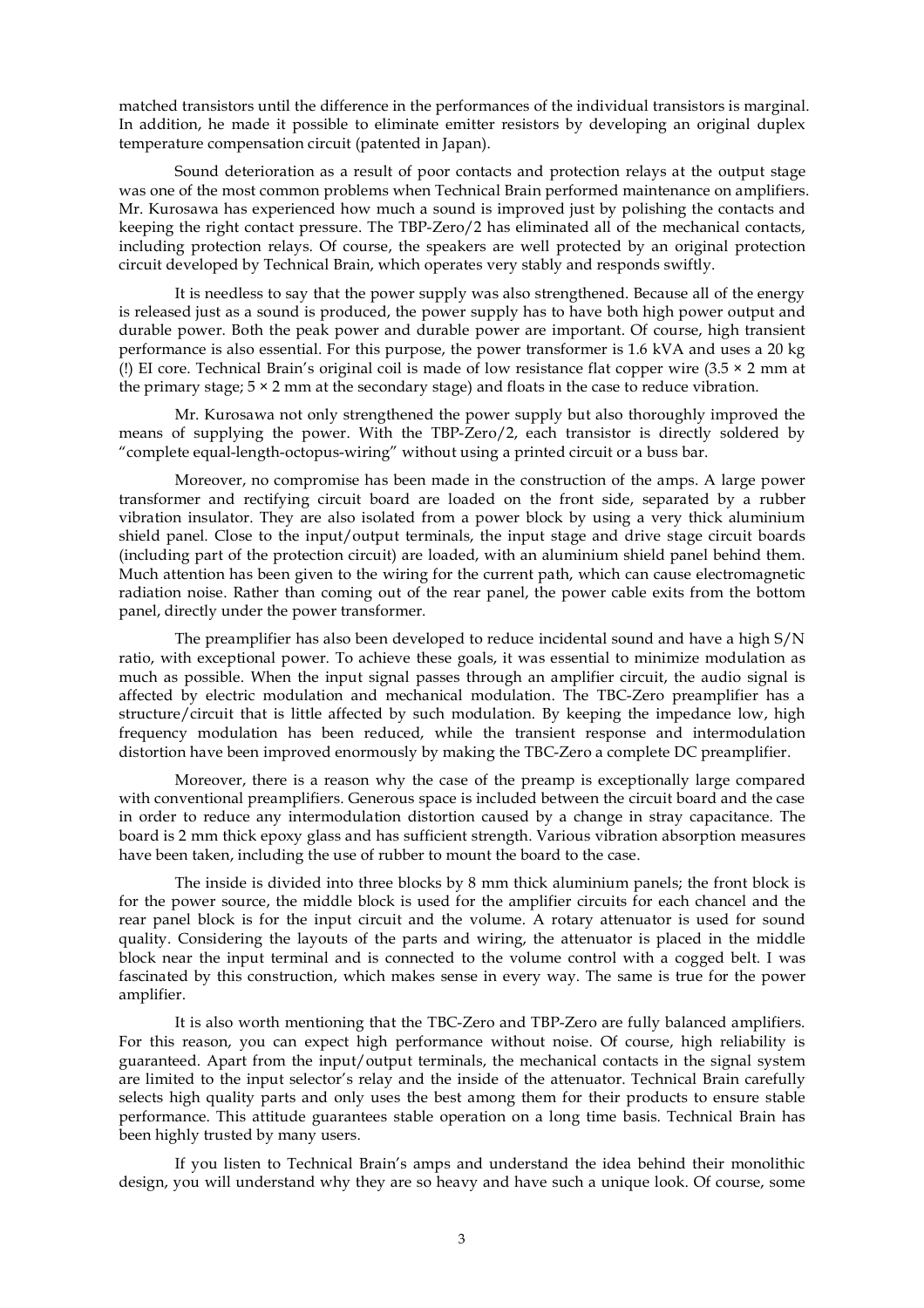matched transistors until the difference in the performances of the individual transistors is marginal. In addition, he made it possible to eliminate emitter resistors by developing an original duplex temperature compensation circuit (patented in Japan).

Sound deterioration as a result of poor contacts and protection relays at the output stage was one of the most common problems when Technical Brain performed maintenance on amplifiers. Mr. Kurosawa has experienced how much a sound is improved just by polishing the contacts and keeping the right contact pressure. The TBP-Zero/2 has eliminated all of the mechanical contacts, including protection relays. Of course, the speakers are well protected by an original protection circuit developed by Technical Brain, which operates very stably and responds swiftly.

It is needless to say that the power supply was also strengthened. Because all of the energy is released just as a sound is produced, the power supply has to have both high power output and durable power. Both the peak power and durable power are important. Of course, high transient performance is also essential. For this purpose, the power transformer is 1.6 kVA and uses a 20 kg (!) EI core. Technical Brain's original coil is made of low resistance flat copper wire (3.5 × 2 mm at the primary stage; 5 × 2 mm at the secondary stage) and floats in the case to reduce vibration.

Mr. Kurosawa not only strengthened the power supply but also thoroughly improved the means of supplying the power. With the TBP-Zero/2, each transistor is directly soldered by "complete equal-length-octopus-wiring" without using a printed circuit or a buss bar.

Moreover, no compromise has been made in the construction of the amps. A large power transformer and rectifying circuit board are loaded on the front side, separated by a rubber vibration insulator. They are also isolated from a power block by using a very thick aluminium shield panel. Close to the input/output terminals, the input stage and drive stage circuit boards (including part of the protection circuit) are loaded, with an aluminium shield panel behind them. Much attention has been given to the wiring for the current path, which can cause electromagnetic radiation noise. Rather than coming out of the rear panel, the power cable exits from the bottom panel, directly under the power transformer.

The preamplifier has also been developed to reduce incidental sound and have a high S/N ratio, with exceptional power. To achieve these goals, it was essential to minimize modulation as much as possible. When the input signal passes through an amplifier circuit, the audio signal is affected by electric modulation and mechanical modulation. The TBC-Zero preamplifier has a structure/circuit that is little affected by such modulation. By keeping the impedance low, high frequency modulation has been reduced, while the transient response and intermodulation distortion have been improved enormously by making the TBC-Zero a complete DC preamplifier.

Moreover, there is a reason why the case of the preamp is exceptionally large compared with conventional preamplifiers. Generous space is included between the circuit board and the case in order to reduce any intermodulation distortion caused by a change in stray capacitance. The board is 2 mm thick epoxy glass and has sufficient strength. Various vibration absorption measures have been taken, including the use of rubber to mount the board to the case.

The inside is divided into three blocks by 8 mm thick aluminium panels; the front block is for the power source, the middle block is used for the amplifier circuits for each chancel and the rear panel block is for the input circuit and the volume. A rotary attenuator is used for sound quality. Considering the layouts of the parts and wiring, the attenuator is placed in the middle block near the input terminal and is connected to the volume control with a cogged belt. I was fascinated by this construction, which makes sense in every way. The same is true for the power amplifier.

It is also worth mentioning that the TBC-Zero and TBP-Zero are fully balanced amplifiers. For this reason, you can expect high performance without noise. Of course, high reliability is guaranteed. Apart from the input/output terminals, the mechanical contacts in the signal system are limited to the input selector's relay and the inside of the attenuator. Technical Brain carefully selects high quality parts and only uses the best among them for their products to ensure stable performance. This attitude guarantees stable operation on a long time basis. Technical Brain has been highly trusted by many users.

If you listen to Technical Brain's amps and understand the idea behind their monolithic design, you will understand why they are so heavy and have such a unique look. Of course, some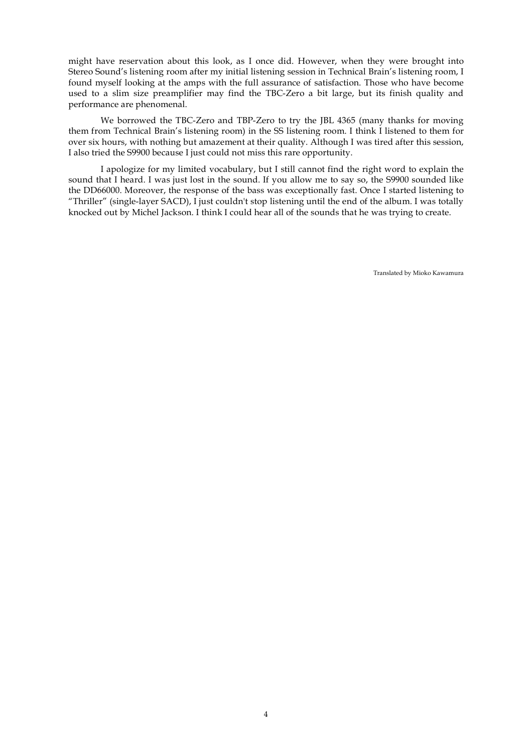might have reservation about this look, as I once did. However, when they were brought into Stereo Sound's listening room after my initial listening session in Technical Brain's listening room, I found myself looking at the amps with the full assurance of satisfaction. Those who have become used to a slim size preamplifier may find the TBC-Zero a bit large, but its finish quality and performance are phenomenal.

We borrowed the TBC-Zero and TBP-Zero to try the JBL 4365 (many thanks for moving them from Technical Brain's listening room) in the SS listening room. I think I listened to them for over six hours, with nothing but amazement at their quality. Although I was tired after this session, I also tried the S9900 because I just could not miss this rare opportunity.

I apologize for my limited vocabulary, but I still cannot find the right word to explain the sound that I heard. I was just lost in the sound. If you allow me to say so, the S9900 sounded like the DD66000. Moreover, the response of the bass was exceptionally fast. Once I started listening to "Thriller" (single-layer SACD), I just couldn't stop listening until the end of the album. I was totally knocked out by Michel Jackson. I think I could hear all of the sounds that he was trying to create.

Translated by Mioko Kawamura